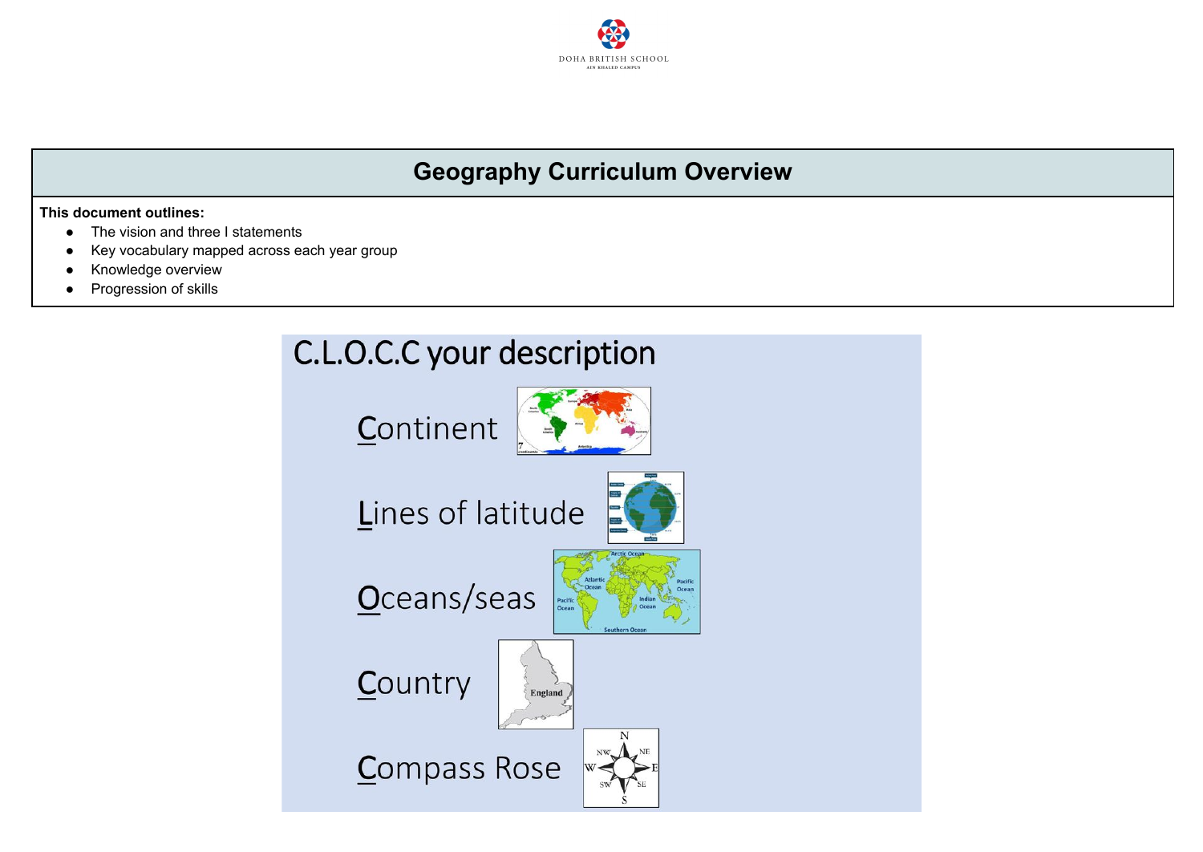# Geography Curriculum Overview

**This document outlines:**

- The vision and three I statements
- Key vocabulary mapped across each year group
- Knowledge overview
- Progression of skills

C.L.O.C.C your description

Continent

Lines of latitude

Oceans/seas

Country

Compass Rose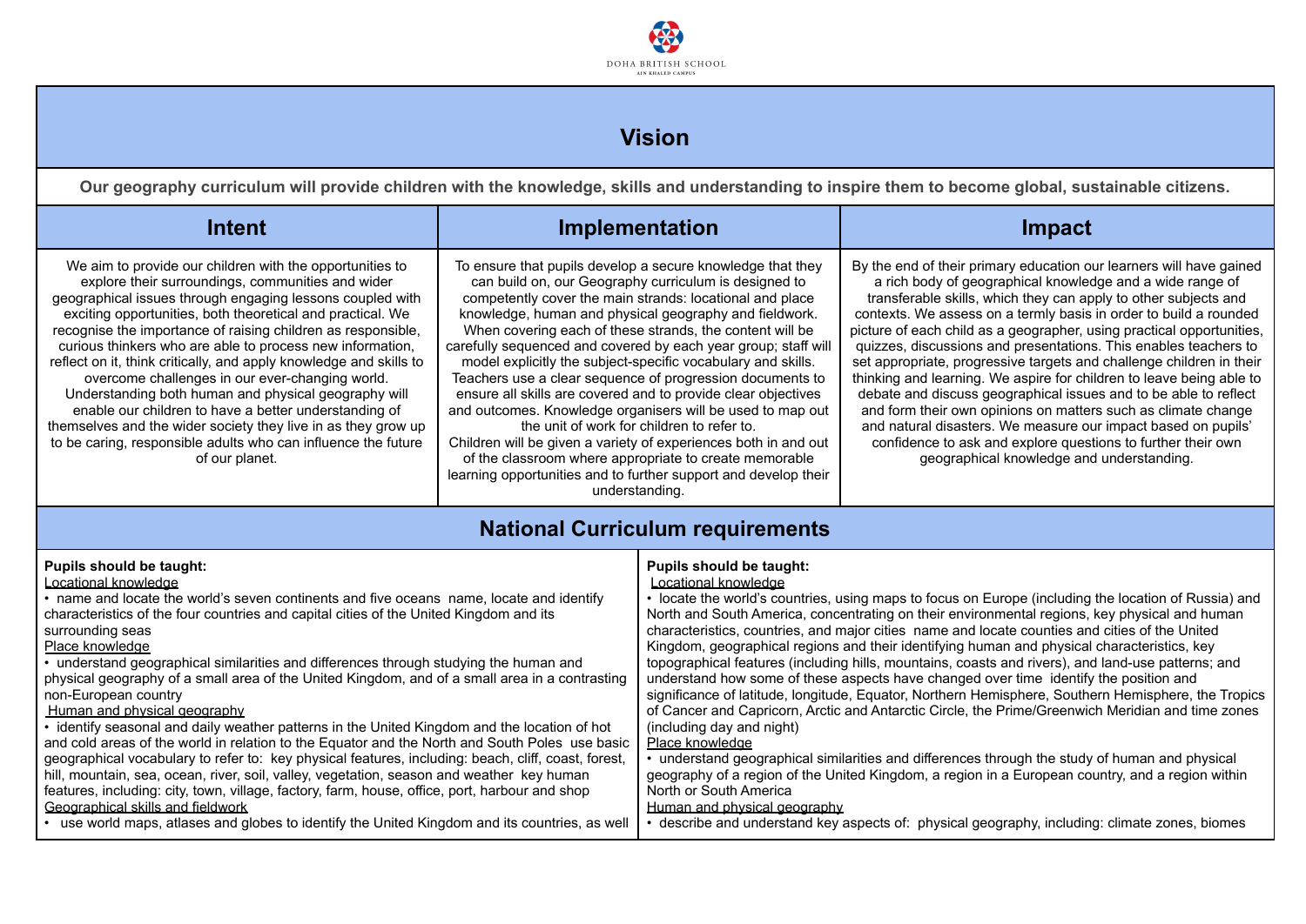DOHA BRITISH SCHOOL
AIN KHALED CAMPUS

## Vision

**Our geography curriculum will provide children with the knowledge, skills and understanding to inspire them to become global, sustainable citizens.**

| Intent | Implementation | Impact |
|---|---|---|
| We aim to provide our children with the opportunities to explore their surroundings, communities and wider geographical issues through engaging lessons coupled with exciting opportunities, both theoretical and practical. We recognise the importance of raising children as responsible, curious thinkers who are able to process new information, reflect on it, think critically, and apply knowledge and skills to overcome challenges in our ever-changing world. Understanding both human and physical geography will enable our children to have a better understanding of themselves and the wider society they live in as they grow up to be caring, responsible adults who can influence the future of our planet. | To ensure that pupils develop a secure knowledge that they can build on, our Geography curriculum is designed to competently cover the main strands: locational and place knowledge, human and physical geography and fieldwork. When covering each of these strands, the content will be carefully sequenced and covered by each year group; staff will model explicitly the subject-specific vocabulary and skills. Teachers use a clear sequence of progression documents to ensure all skills are covered and to provide clear objectives and outcomes. Knowledge organisers will be used to map out the unit of work for children to refer to. Children will be given a variety of experiences both in and out of the classroom where appropriate to create memorable learning opportunities and to further support and develop their understanding. | By the end of their primary education our learners will have gained a rich body of geographical knowledge and a wide range of transferable skills, which they can apply to other subjects and contexts. We assess on a termly basis in order to build a rounded picture of each child as a geographer, using practical opportunities, quizzes, discussions and presentations. This enables teachers to set appropriate, progressive targets and challenge children in their thinking and learning. We aspire for children to leave being able to debate and discuss geographical issues and to be able to reflect and form their own opinions on matters such as climate change and natural disasters. We measure our impact based on pupils' confidence to ask and explore questions to further their own geographical knowledge and understanding. |

## National Curriculum requirements

| | |
|---|---|
| **Pupils should be taught:**<br>Locational knowledge<br>• name and locate the world's seven continents and five oceans name, locate and identify characteristics of the four countries and capital cities of the United Kingdom and its surrounding seas<br>Place knowledge<br>• understand geographical similarities and differences through studying the human and physical geography of a small area of the United Kingdom, and of a small area in a contrasting non-European country<br>Human and physical geography<br>• identify seasonal and daily weather patterns in the United Kingdom and the location of hot and cold areas of the world in relation to the Equator and the North and South Poles use basic geographical vocabulary to refer to: key physical features, including: beach, cliff, coast, forest, hill, mountain, sea, ocean, river, soil, valley, vegetation, season and weather key human features, including: city, town, village, factory, farm, house, office, port, harbour and shop<br>Geographical skills and fieldwork<br>• use world maps, atlases and globes to identify the United Kingdom and its countries, as well | **Pupils should be taught:**<br>Locational knowledge<br>• locate the world's countries, using maps to focus on Europe (including the location of Russia) and North and South America, concentrating on their environmental regions, key physical and human characteristics, countries, and major cities name and locate counties and cities of the United Kingdom, geographical regions and their identifying human and physical characteristics, key topographical features (including hills, mountains, coasts and rivers), and land-use patterns; and understand how some of these aspects have changed over time identify the position and significance of latitude, longitude, Equator, Northern Hemisphere, Southern Hemisphere, the Tropics of Cancer and Capricorn, Arctic and Antarctic Circle, the Prime/Greenwich Meridian and time zones (including day and night)<br>Place knowledge<br>• understand geographical similarities and differences through the study of human and physical geography of a region of the United Kingdom, a region in a European country, and a region within North or South America<br>Human and physical geography<br>• describe and understand key aspects of: physical geography, including: climate zones, biomes |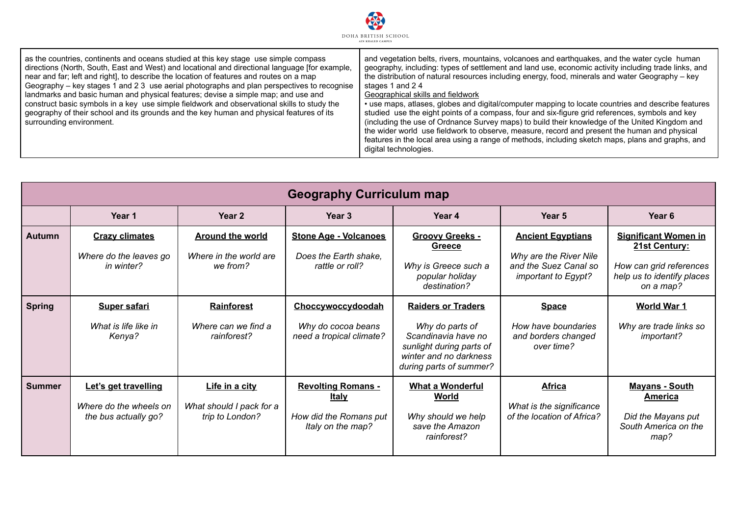| | |
|---|---|
| as the countries, continents and oceans studied at this key stage use simple compass directions (North, South, East and West) and locational and directional language [for example, near and far; left and right], to describe the location of features and routes on a map Geography – key stages 1 and 2 3 use aerial photographs and plan perspectives to recognise landmarks and basic human and physical features; devise a simple map; and use and construct basic symbols in a key use simple fieldwork and observational skills to study the geography of their school and its grounds and the key human and physical features of its surrounding environment. | and vegetation belts, rivers, mountains, volcanoes and earthquakes, and the water cycle human geography, including: types of settlement and land use, economic activity including trade links, and the distribution of natural resources including energy, food, minerals and water Geography – key stages 1 and 2 4<br>Geographical skills and fieldwork<br>• use maps, atlases, globes and digital/computer mapping to locate countries and describe features studied use the eight points of a compass, four and six-figure grid references, symbols and key (including the use of Ordnance Survey maps) to build their knowledge of the United Kingdom and the wider world use fieldwork to observe, measure, record and present the human and physical features in the local area using a range of methods, including sketch maps, plans and graphs, and digital technologies. |

## Geography Curriculum map

| | Year 1 | Year 2 | Year 3 | Year 4 | Year 5 | Year 6 |
|---|---|---|---|---|---|---|
| **Autumn** | **Crazy climates**<br>*Where do the leaves go in winter?* | **Around the world**<br>*Where in the world are we from?* | **Stone Age - Volcanoes**<br>*Does the Earth shake, rattle or roll?* | **Groovy Greeks - Greece**<br>*Why is Greece such a popular holiday destination?* | **Ancient Egyptians**<br>*Why are the River Nile and the Suez Canal so important to Egypt?* | **Significant Women in 21st Century:**<br>*How can grid references help us to identify places on a map?* |
| **Spring** | **Super safari**<br>*What is life like in Kenya?* | **Rainforest**<br>*Where can we find a rainforest?* | **Choccywoccydoodah**<br>*Why do cocoa beans need a tropical climate?* | **Raiders or Traders**<br>*Why do parts of Scandinavia have no sunlight during parts of winter and no darkness during parts of summer?* | **Space**<br>*How have boundaries and borders changed over time?* | **World War 1**<br>*Why are trade links so important?* |
| **Summer** | **Let's get travelling**<br>*Where do the wheels on the bus actually go?* | **Life in a city**<br>*What should I pack for a trip to London?* | **Revolting Romans - Italy**<br>*How did the Romans put Italy on the map?* | **What a Wonderful World**<br>*Why should we help save the Amazon rainforest?* | **Africa**<br>*What is the significance of the location of Africa?* | **Mayans - South America**<br>*Did the Mayans put South America on the map?* |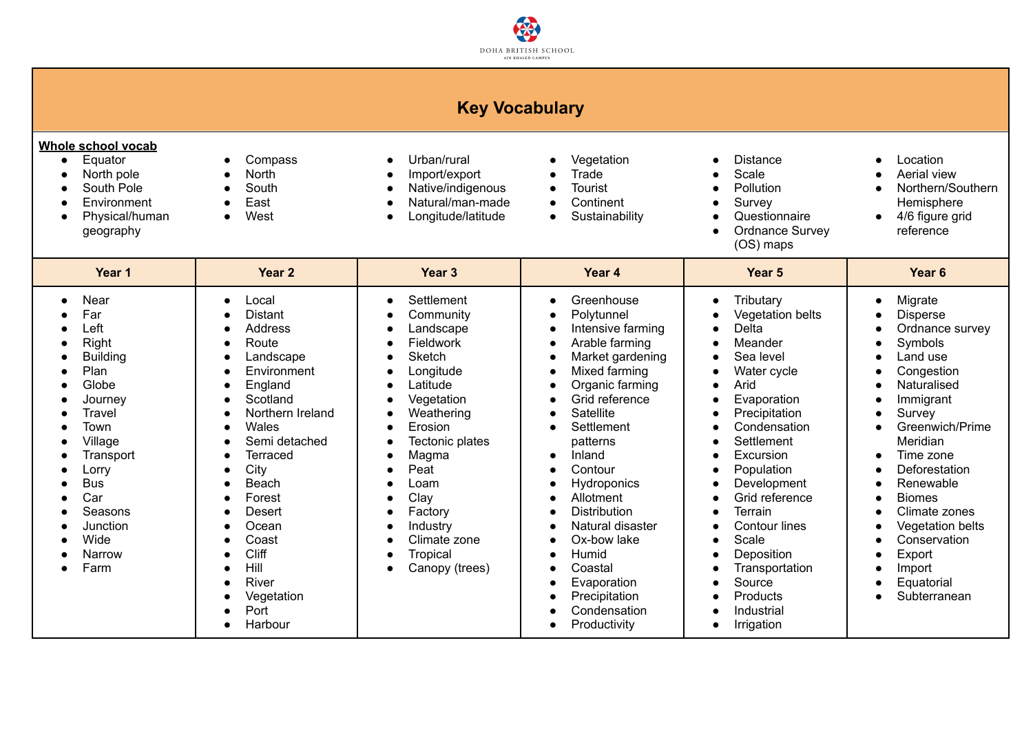## Key Vocabulary

**Whole school vocab**

- Equator
- North pole
- South Pole
- Environment
- Physical/human geography
- Compass
- North
- South
- East
- West
- Urban/rural
- Import/export
- Native/indigenous
- Natural/man-made
- Longitude/latitude
- Vegetation
- Trade
- Tourist
- Continent
- Sustainability
- Distance
- Scale
- Pollution
- Survey
- Questionnaire
- Ordnance Survey (OS) maps
- Location
- Aerial view
- Northern/Southern Hemisphere
- 4/6 figure grid reference

| Year 1 | Year 2 | Year 3 | Year 4 | Year 5 | Year 6 |
|---|---|---|---|---|---|
| Near | Local | Settlement | Greenhouse | Tributary | Migrate |
| Far | Distant | Community | Polytunnel | Vegetation belts | Disperse |
| Left | Address | Landscape | Intensive farming | Delta | Ordnance survey |
| Right | Route | Fieldwork | Arable farming | Meander | Symbols |
| Building | Landscape | Sketch | Market gardening | Sea level | Land use |
| Plan | Environment | Longitude | Mixed farming | Water cycle | Congestion |
| Globe | England | Latitude | Organic farming | Arid | Naturalised |
| Journey | Scotland | Vegetation | Grid reference | Evaporation | Immigrant |
| Travel | Northern Ireland | Weathering | Satellite | Precipitation | Survey |
| Town | Wales | Erosion | Settlement patterns | Condensation | Greenwich/Prime Meridian |
| Village | Semi detached | Tectonic plates | Inland | Settlement | Time zone |
| Transport | Terraced | Magma | Contour | Excursion | Deforestation |
| Lorry | City | Peat | Hydroponics | Population | Renewable |
| Bus | Beach | Loam | Allotment | Development | Biomes |
| Car | Forest | Clay | Distribution | Grid reference | Climate zones |
| Seasons | Desert | Factory | Natural disaster | Terrain | Vegetation belts |
| Junction | Ocean | Industry | Ox-bow lake | Contour lines | Conservation |
| Wide | Coast | Climate zone | Humid | Scale | Export |
| Narrow | Cliff | Tropical | Coastal | Deposition | Import |
| Farm | Hill | Canopy (trees) | Evaporation | Transportation | Equatorial |
| | River | | Precipitation | Source | Subterranean |
| | Vegetation | | Condensation | Products | |
| | Port | | Productivity | Industrial | |
| | Harbour | | | Irrigation | |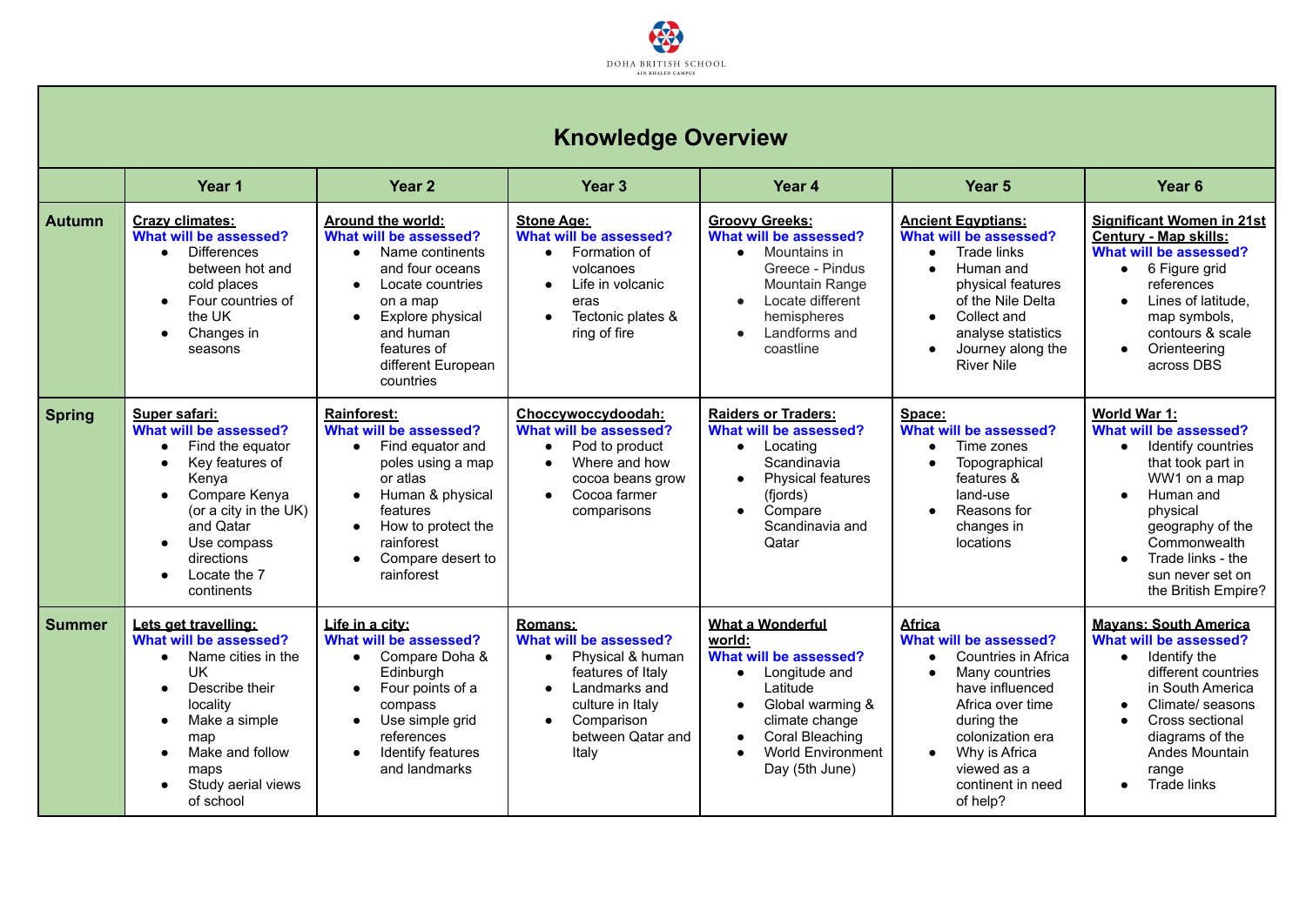# Knowledge Overview

| | Year 1 | Year 2 | Year 3 | Year 4 | Year 5 | Year 6 |
|---|---|---|---|---|---|---|
| **Autumn** | **Crazy climates:**<br>**What will be assessed?**<br>• Differences between hot and cold places<br>• Four countries of the UK<br>• Changes in seasons | **Around the world:**<br>**What will be assessed?**<br>• Name continents and four oceans<br>• Locate countries on a map<br>• Explore physical and human features of different European countries | **Stone Age:**<br>**What will be assessed?**<br>• Formation of volcanoes<br>• Life in volcanic eras<br>• Tectonic plates & ring of fire | **Groovy Greeks:**<br>**What will be assessed?**<br>• Mountains in Greece - Pindus Mountain Range<br>• Locate different hemispheres<br>• Landforms and coastline | **Ancient Egyptians:**<br>**What will be assessed?**<br>• Trade links<br>• Human and physical features of the Nile Delta<br>• Collect and analyse statistics<br>• Journey along the River Nile | **Significant Women in 21st Century - Map skills:**<br>**What will be assessed?**<br>• 6 Figure grid references<br>• Lines of latitude, map symbols, contours & scale<br>• Orienteering across DBS |
| **Spring** | **Super safari:**<br>**What will be assessed?**<br>• Find the equator<br>• Key features of Kenya<br>• Compare Kenya (or a city in the UK) and Qatar<br>• Use compass directions<br>• Locate the 7 continents | **Rainforest:**<br>**What will be assessed?**<br>• Find equator and poles using a map or atlas<br>• Human & physical features<br>• How to protect the rainforest<br>• Compare desert to rainforest | **Choccywoccydoodah:**<br>**What will be assessed?**<br>• Pod to product<br>• Where and how cocoa beans grow<br>• Cocoa farmer comparisons | **Raiders or Traders:**<br>**What will be assessed?**<br>• Locating Scandinavia<br>• Physical features (fjords)<br>• Compare Scandinavia and Qatar | **Space:**<br>**What will be assessed?**<br>• Time zones<br>• Topographical features & land-use<br>• Reasons for changes in locations | **World War 1:**<br>**What will be assessed?**<br>• Identify countries that took part in WW1 on a map<br>• Human and physical geography of the Commonwealth<br>• Trade links - the sun never set on the British Empire? |
| **Summer** | **Lets get travelling:**<br>**What will be assessed?**<br>• Name cities in the UK<br>• Describe their locality<br>• Make a simple map<br>• Make and follow maps<br>• Study aerial views of school | **Life in a city:**<br>**What will be assessed?**<br>• Compare Doha & Edinburgh<br>• Four points of a compass<br>• Use simple grid references<br>• Identify features and landmarks | **Romans:**<br>**What will be assessed?**<br>• Physical & human features of Italy<br>• Landmarks and culture in Italy<br>• Comparison between Qatar and Italy | **What a Wonderful world:**<br>**What will be assessed?**<br>• Longitude and Latitude<br>• Global warming & climate change<br>• Coral Bleaching<br>• World Environment Day (5th June) | **Africa**<br>**What will be assessed?**<br>• Countries in Africa<br>• Many countries have influenced Africa over time during the colonization era<br>• Why is Africa viewed as a continent in need of help? | **Mayans: South America**<br>**What will be assessed?**<br>• Identify the different countries in South America<br>• Climate/ seasons<br>• Cross sectional diagrams of the Andes Mountain range<br>• Trade links |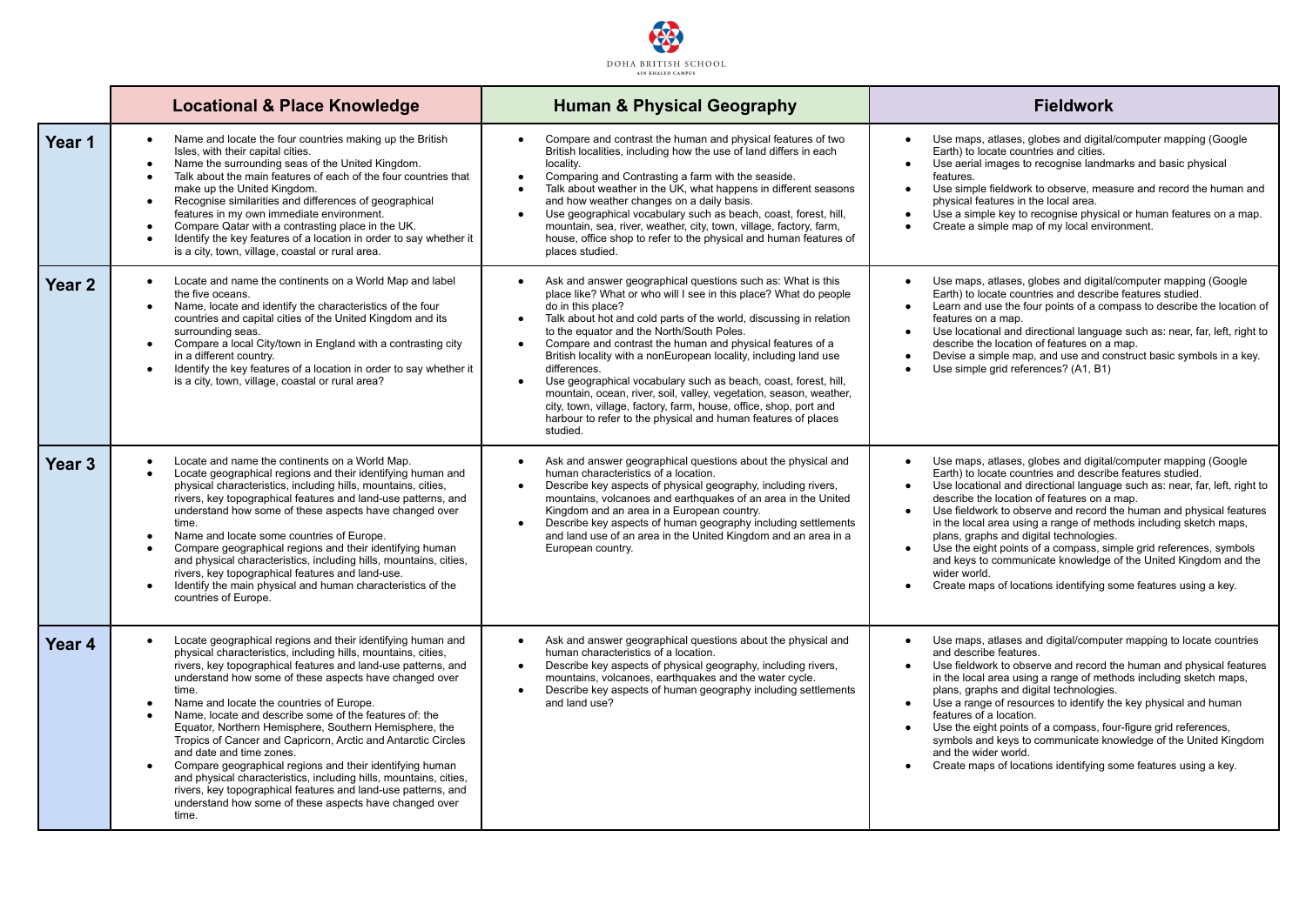| | Locational & Place Knowledge | Human & Physical Geography | Fieldwork |
|---|---|---|---|
| **Year 1** | • Name and locate the four countries making up the British Isles, with their capital cities.<br>• Name the surrounding seas of the United Kingdom.<br>• Talk about the main features of each of the four countries that make up the United Kingdom.<br>• Recognise similarities and differences of geographical features in my own immediate environment.<br>• Compare Qatar with a contrasting place in the UK.<br>• Identify the key features of a location in order to say whether it is a city, town, village, coastal or rural area. | • Compare and contrast the human and physical features of two British localities, including how the use of land differs in each locality.<br>• Comparing and Contrasting a farm with the seaside.<br>• Talk about weather in the UK, what happens in different seasons and how weather changes on a daily basis.<br>• Use geographical vocabulary such as beach, coast, forest, hill, mountain, sea, river, weather, city, town, village, factory, farm, house, office shop to refer to the physical and human features of places studied. | • Use maps, atlases, globes and digital/computer mapping (Google Earth) to locate countries and cities.<br>• Use aerial images to recognise landmarks and basic physical features.<br>• Use simple fieldwork to observe, measure and record the human and physical features in the local area.<br>• Use a simple key to recognise physical or human features on a map.<br>• Create a simple map of my local environment. |
| **Year 2** | • Locate and name the continents on a World Map and label the five oceans.<br>• Name, locate and identify the characteristics of the four countries and capital cities of the United Kingdom and its surrounding seas.<br>• Compare a local City/town in England with a contrasting city in a different country.<br>• Identify the key features of a location in order to say whether it is a city, town, village, coastal or rural area? | • Ask and answer geographical questions such as: What is this place like? What or who will I see in this place? What do people do in this place?<br>• Talk about hot and cold parts of the world, discussing in relation to the equator and the North/South Poles.<br>• Compare and contrast the human and physical features of a British locality with a nonEuropean locality, including land use differences.<br>• Use geographical vocabulary such as beach, coast, forest, hill, mountain, ocean, river, soil, valley, vegetation, season, weather, city, town, village, factory, farm, house, office, shop, port and harbour to refer to the physical and human features of places studied. | • Use maps, atlases, globes and digital/computer mapping (Google Earth) to locate countries and describe features studied.<br>• Learn and use the four points of a compass to describe the location of features on a map.<br>• Use locational and directional language such as: near, far, left, right to describe the location of features on a map.<br>• Devise a simple map, and use and construct basic symbols in a key.<br>• Use simple grid references? (A1, B1) |
| **Year 3** | • Locate and name the continents on a World Map.<br>• Locate geographical regions and their identifying human and physical characteristics, including hills, mountains, cities, rivers, key topographical features and land-use patterns, and understand how some of these aspects have changed over time.<br>• Name and locate some countries of Europe.<br>• Compare geographical regions and their identifying human and physical characteristics, including hills, mountains, cities, rivers, key topographical features and land-use.<br>• Identify the main physical and human characteristics of the countries of Europe. | • Ask and answer geographical questions about the physical and human characteristics of a location.<br>• Describe key aspects of physical geography, including rivers, mountains, volcanoes and earthquakes of an area in the United Kingdom and an area in a European country.<br>• Describe key aspects of human geography including settlements and land use of an area in the United Kingdom and an area in a European country. | • Use maps, atlases, globes and digital/computer mapping (Google Earth) to locate countries and describe features studied.<br>• Use locational and directional language such as: near, far, left, right to describe the location of features on a map.<br>• Use fieldwork to observe and record the human and physical features in the local area using a range of methods including sketch maps, plans, graphs and digital technologies.<br>• Use the eight points of a compass, simple grid references, symbols and keys to communicate knowledge of the United Kingdom and the wider world.<br>• Create maps of locations identifying some features using a key. |
| **Year 4** | • Locate geographical regions and their identifying human and physical characteristics, including hills, mountains, cities, rivers, key topographical features and land-use patterns, and understand how some of these aspects have changed over time.<br>• Name and locate the countries of Europe.<br>• Name, locate and describe some of the features of: the Equator, Northern Hemisphere, Southern Hemisphere, the Tropics of Cancer and Capricorn, Arctic and Antarctic Circles and date and time zones.<br>• Compare geographical regions and their identifying human and physical characteristics, including hills, mountains, cities, rivers, key topographical features and land-use patterns, and understand how some of these aspects have changed over time. | • Ask and answer geographical questions about the physical and human characteristics of a location.<br>• Describe key aspects of physical geography, including rivers, mountains, volcanoes, earthquakes and the water cycle.<br>• Describe key aspects of human geography including settlements and land use? | • Use maps, atlases and digital/computer mapping to locate countries and describe features.<br>• Use fieldwork to observe and record the human and physical features in the local area using a range of methods including sketch maps, plans, graphs and digital technologies.<br>• Use a range of resources to identify the key physical and human features of a location.<br>• Use the eight points of a compass, four-figure grid references, symbols and keys to communicate knowledge of the United Kingdom and the wider world.<br>• Create maps of locations identifying some features using a key. |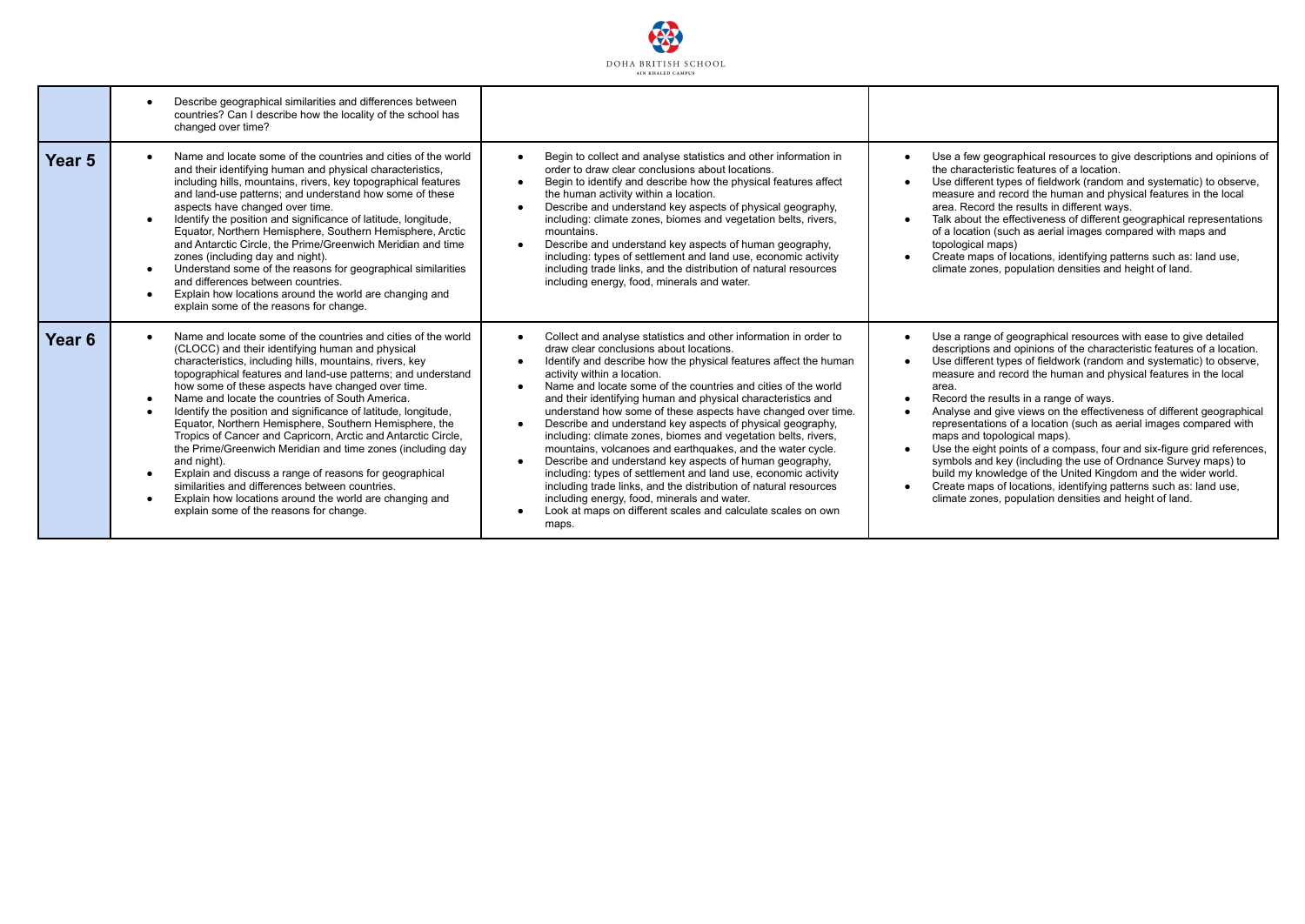| | | | |
|---|---|---|---|
| | • Describe geographical similarities and differences between countries? Can I describe how the locality of the school has changed over time? | | |
| **Year 5** | • Name and locate some of the countries and cities of the world and their identifying human and physical characteristics, including hills, mountains, rivers, key topographical features and land-use patterns; and understand how some of these aspects have changed over time.<br>• Identify the position and significance of latitude, longitude, Equator, Northern Hemisphere, Southern Hemisphere, Arctic and Antarctic Circle, the Prime/Greenwich Meridian and time zones (including day and night).<br>• Understand some of the reasons for geographical similarities and differences between countries.<br>• Explain how locations around the world are changing and explain some of the reasons for change. | • Begin to collect and analyse statistics and other information in order to draw clear conclusions about locations.<br>• Begin to identify and describe how the physical features affect the human activity within a location.<br>• Describe and understand key aspects of physical geography, including: climate zones, biomes and vegetation belts, rivers, mountains.<br>• Describe and understand key aspects of human geography, including: types of settlement and land use, economic activity including trade links, and the distribution of natural resources including energy, food, minerals and water. | • Use a few geographical resources to give descriptions and opinions of the characteristic features of a location.<br>• Use different types of fieldwork (random and systematic) to observe, measure and record the human and physical features in the local area. Record the results in different ways.<br>• Talk about the effectiveness of different geographical representations of a location (such as aerial images compared with maps and topological maps)<br>• Create maps of locations, identifying patterns such as: land use, climate zones, population densities and height of land. |
| **Year 6** | • Name and locate some of the countries and cities of the world (CLOCC) and their identifying human and physical characteristics, including hills, mountains, rivers, key topographical features and land-use patterns; and understand how some of these aspects have changed over time.<br>• Name and locate the countries of South America.<br>• Identify the position and significance of latitude, longitude, Equator, Northern Hemisphere, Southern Hemisphere, the Tropics of Cancer and Capricorn, Arctic and Antarctic Circle, the Prime/Greenwich Meridian and time zones (including day and night).<br>• Explain and discuss a range of reasons for geographical similarities and differences between countries.<br>• Explain how locations around the world are changing and explain some of the reasons for change. | • Collect and analyse statistics and other information in order to draw clear conclusions about locations.<br>• Identify and describe how the physical features affect the human activity within a location.<br>• Name and locate some of the countries and cities of the world and their identifying human and physical characteristics and understand how some of these aspects have changed over time.<br>• Describe and understand key aspects of physical geography, including: climate zones, biomes and vegetation belts, rivers, mountains, volcanoes and earthquakes, and the water cycle.<br>• Describe and understand key aspects of human geography, including: types of settlement and land use, economic activity including trade links, and the distribution of natural resources including energy, food, minerals and water.<br>• Look at maps on different scales and calculate scales on own maps. | • Use a range of geographical resources with ease to give detailed descriptions and opinions of the characteristic features of a location.<br>• Use different types of fieldwork (random and systematic) to observe, measure and record the human and physical features in the local area.<br>• Record the results in a range of ways.<br>• Analyse and give views on the effectiveness of different geographical representations of a location (such as aerial images compared with maps and topological maps).<br>• Use the eight points of a compass, four and six-figure grid references, symbols and key (including the use of Ordnance Survey maps) to build my knowledge of the United Kingdom and the wider world.<br>• Create maps of locations, identifying patterns such as: land use, climate zones, population densities and height of land. |